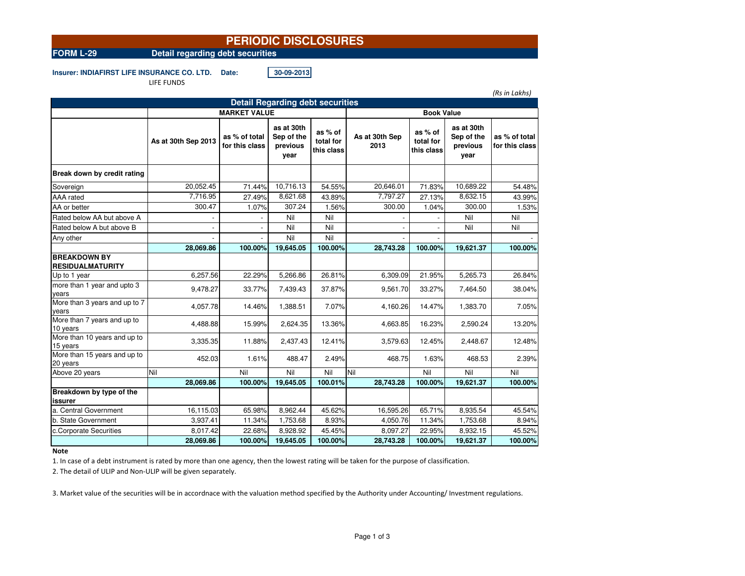# PERIODIC DISCLOSURES

**FORM L-29** **Detail regarding debt securities**

**Insurer: INDIAFIRST LIFE INSURANCE CO. LTD.** **Date:** **30-09-2013**

LIFE FUNDS

*(Rs in Lakhs)*

| Detail Regarding debt securities | MARKET VALUE | | | | Book Value | | | |
|---|---|---|---|---|---|---|---|---|
| | As at 30th Sep 2013 | as % of total for this class | as at 30th Sep of the previous year | as % of total for this class | As at 30th Sep 2013 | as % of total for this class | as at 30th Sep of the previous year | as % of total for this class |
| **Break down by credit rating** | | | | | | | | |
| Sovereign | 20,052.45 | 71.44% | 10,716.13 | 54.55% | 20,646.01 | 71.83% | 10,689.22 | 54.48% |
| AAA rated | 7,716.95 | 27.49% | 8,621.68 | 43.89% | 7,797.27 | 27.13% | 8,632.15 | 43.99% |
| AA or better | 300.47 | 1.07% | 307.24 | 1.56% | 300.00 | 1.04% | 300.00 | 1.53% |
| Rated below AA but above A | - | - | Nil | Nil | - | - | Nil | Nil |
| Rated below A but above B | - | - | Nil | Nil | - | - | Nil | Nil |
| Any other | - | - | Nil | Nil | - | - | | - |
| | **28,069.86** | **100.00%** | **19,645.05** | **100.00%** | **28,743.28** | **100.00%** | **19,621.37** | **100.00%** |
| **BREAKDOWN BY RESIDUALMATURITY** | | | | | | | | |
| Up to 1 year | 6,257.56 | 22.29% | 5,266.86 | 26.81% | 6,309.09 | 21.95% | 5,265.73 | 26.84% |
| more than 1 year and upto 3 years | 9,478.27 | 33.77% | 7,439.43 | 37.87% | 9,561.70 | 33.27% | 7,464.50 | 38.04% |
| More than 3 years and up to 7 years | 4,057.78 | 14.46% | 1,388.51 | 7.07% | 4,160.26 | 14.47% | 1,383.70 | 7.05% |
| More than 7 years and up to 10 years | 4,488.88 | 15.99% | 2,624.35 | 13.36% | 4,663.85 | 16.23% | 2,590.24 | 13.20% |
| More than 10 years and up to 15 years | 3,335.35 | 11.88% | 2,437.43 | 12.41% | 3,579.63 | 12.45% | 2,448.67 | 12.48% |
| More than 15 years and up to 20 years | 452.03 | 1.61% | 488.47 | 2.49% | 468.75 | 1.63% | 468.53 | 2.39% |
| Above 20 years | Nil | Nil | Nil | Nil | Nil | Nil | Nil | Nil |
| | **28,069.86** | **100.00%** | **19,645.05** | **100.01%** | **28,743.28** | **100.00%** | **19,621.37** | **100.00%** |
| **Breakdown by type of the issurer** | | | | | | | | |
| a. Central Government | 16,115.03 | 65.98% | 8,962.44 | 45.62% | 16,595.26 | 65.71% | 8,935.54 | 45.54% |
| b. State Government | 3,937.41 | 11.34% | 1,753.68 | 8.93% | 4,050.76 | 11.34% | 1,753.68 | 8.94% |
| c.Corporate Securities | 8,017.42 | 22.68% | 8,928.92 | 45.45% | 8,097.27 | 22.95% | 8,932.15 | 45.52% |
| | **28,069.86** | **100.00%** | **19,645.05** | **100.00%** | **28,743.28** | **100.00%** | **19,621.37** | **100.00%** |

**Note**

1. In case of a debt instrument is rated by more than one agency, then the lowest rating will be taken for the purpose of classification.

2. The detail of ULIP and Non-ULIP will be given separately.

3. Market value of the securities will be in accordnace with the valuation method specified by the Authority under Accounting/ Investment regulations.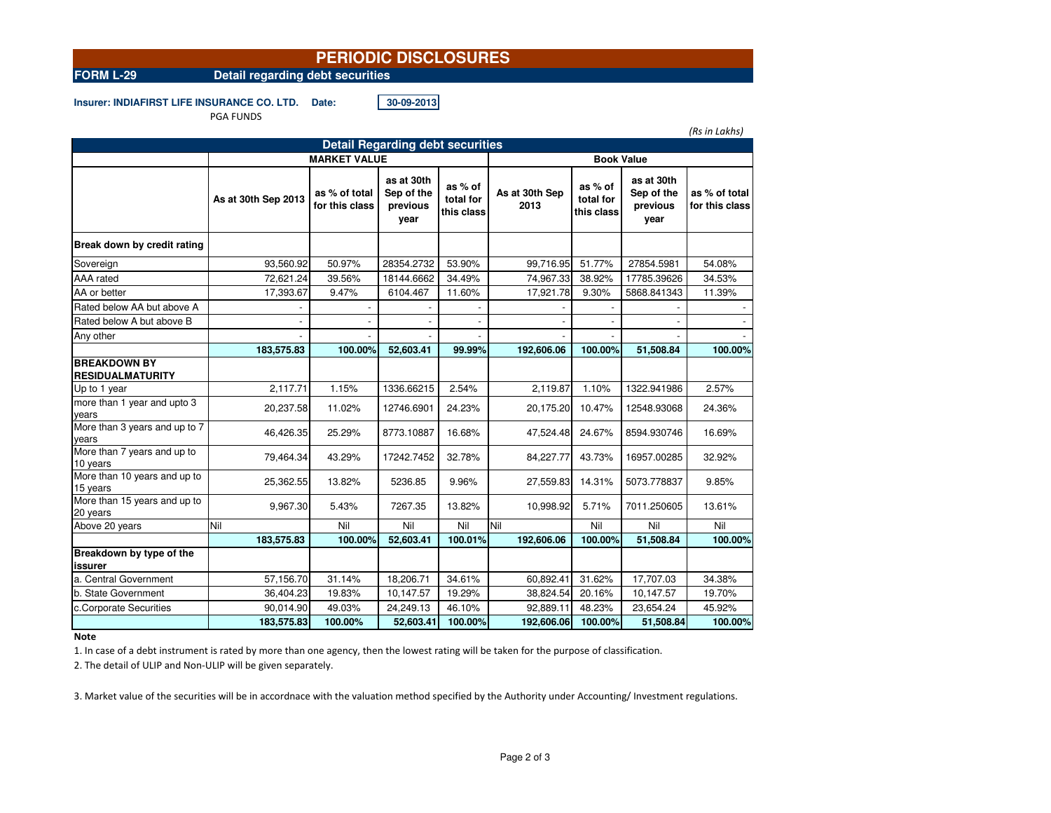# PERIODIC DISCLOSURES

**FORM L-29** **Detail regarding debt securities**

**Insurer: INDIAFIRST LIFE INSURANCE CO. LTD.** **Date:** **30-09-2013**

PGA FUNDS

*(Rs in Lakhs)*

| Detail Regarding debt securities | | | | | | | | |
|---|---|---|---|---|---|---|---|---|
| | MARKET VALUE | | | | Book Value | | | |
| | As at 30th Sep 2013 | as % of total for this class | as at 30th Sep of the previous year | as % of total for this class | As at 30th Sep 2013 | as % of total for this class | as at 30th Sep of the previous year | as % of total for this class |
| **Break down by credit rating** | | | | | | | | |
| Sovereign | 93,560.92 | 50.97% | 28354.2732 | 53.90% | 99,716.95 | 51.77% | 27854.5981 | 54.08% |
| AAA rated | 72,621.24 | 39.56% | 18144.6662 | 34.49% | 74,967.33 | 38.92% | 17785.39626 | 34.53% |
| AA or better | 17,393.67 | 9.47% | 6104.467 | 11.60% | 17,921.78 | 9.30% | 5868.841343 | 11.39% |
| Rated below AA but above A | - | - | - | - | - | - | - | - |
| Rated below A but above B | - | - | - | - | - | - | - | - |
| Any other | - | - | - | - | - | - | - | - |
| | **183,575.83** | **100.00%** | **52,603.41** | **99.99%** | **192,606.06** | **100.00%** | **51,508.84** | **100.00%** |
| **BREAKDOWN BY RESIDUALMATURITY** | | | | | | | | |
| Up to 1 year | 2,117.71 | 1.15% | 1336.66215 | 2.54% | 2,119.87 | 1.10% | 1322.941986 | 2.57% |
| more than 1 year and upto 3 years | 20,237.58 | 11.02% | 12746.6901 | 24.23% | 20,175.20 | 10.47% | 12548.93068 | 24.36% |
| More than 3 years and up to 7 years | 46,426.35 | 25.29% | 8773.10887 | 16.68% | 47,524.48 | 24.67% | 8594.930746 | 16.69% |
| More than 7 years and up to 10 years | 79,464.34 | 43.29% | 17242.7452 | 32.78% | 84,227.77 | 43.73% | 16957.00285 | 32.92% |
| More than 10 years and up to 15 years | 25,362.55 | 13.82% | 5236.85 | 9.96% | 27,559.83 | 14.31% | 5073.778837 | 9.85% |
| More than 15 years and up to 20 years | 9,967.30 | 5.43% | 7267.35 | 13.82% | 10,998.92 | 5.71% | 7011.250605 | 13.61% |
| Above 20 years | Nil | Nil | Nil | Nil | Nil | Nil | Nil | Nil |
| | **183,575.83** | **100.00%** | **52,603.41** | **100.01%** | **192,606.06** | **100.00%** | **51,508.84** | **100.00%** |
| **Breakdown by type of the issurer** | | | | | | | | |
| a. Central Government | 57,156.70 | 31.14% | 18,206.71 | 34.61% | 60,892.41 | 31.62% | 17,707.03 | 34.38% |
| b. State Government | 36,404.23 | 19.83% | 10,147.57 | 19.29% | 38,824.54 | 20.16% | 10,147.57 | 19.70% |
| c.Corporate Securities | 90,014.90 | 49.03% | 24,249.13 | 46.10% | 92,889.11 | 48.23% | 23,654.24 | 45.92% |
| | **183,575.83** | **100.00%** | **52,603.41** | **100.00%** | **192,606.06** | **100.00%** | **51,508.84** | **100.00%** |

**Note**

1. In case of a debt instrument is rated by more than one agency, then the lowest rating will be taken for the purpose of classification.

2. The detail of ULIP and Non-ULIP will be given separately.

3. Market value of the securities will be in accordnace with the valuation method specified by the Authority under Accounting/ Investment regulations.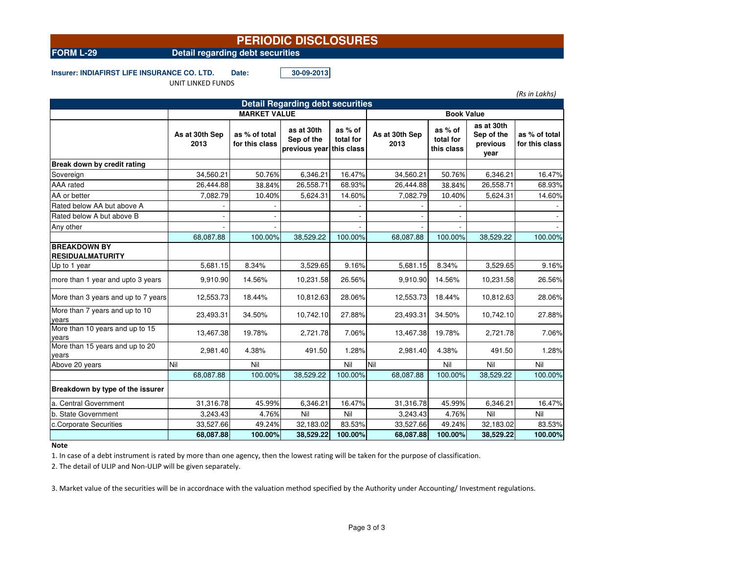# PERIODIC DISCLOSURES

**FORM L-29** **Detail regarding debt securities**

**Insurer: INDIAFIRST LIFE INSURANCE CO. LTD.** **Date:** **30-09-2013**

UNIT LINKED FUNDS

*(Rs in Lakhs)*

| Detail Regarding debt securities | MARKET VALUE | | | | Book Value | | | |
|---|---|---|---|---|---|---|---|---|
| | As at 30th Sep 2013 | as % of total for this class | as at 30th Sep of the previous year | as % of total for this class | As at 30th Sep 2013 | as % of total for this class | as at 30th Sep of the previous year | as % of total for this class |
| **Break down by credit rating** | | | | | | | | |
| Sovereign | 34,560.21 | 50.76% | 6,346.21 | 16.47% | 34,560.21 | 50.76% | 6,346.21 | 16.47% |
| AAA rated | 26,444.88 | 38.84% | 26,558.71 | 68.93% | 26,444.88 | 38.84% | 26,558.71 | 68.93% |
| AA or better | 7,082.79 | 10.40% | 5,624.31 | 14.60% | 7,082.79 | 10.40% | 5,624.31 | 14.60% |
| Rated below AA but above A | - | - | | - | - | - | | - |
| Rated below A but above B | - | - | | - | - | - | | - |
| Any other | - | - | | - | - | - | | - |
| | 68,087.88 | 100.00% | 38,529.22 | 100.00% | 68,087.88 | 100.00% | 38,529.22 | 100.00% |
| **BREAKDOWN BY RESIDUALMATURITY** | | | | | | | | |
| Up to 1 year | 5,681.15 | 8.34% | 3,529.65 | 9.16% | 5,681.15 | 8.34% | 3,529.65 | 9.16% |
| more than 1 year and upto 3 years | 9,910.90 | 14.56% | 10,231.58 | 26.56% | 9,910.90 | 14.56% | 10,231.58 | 26.56% |
| More than 3 years and up to 7 years | 12,553.73 | 18.44% | 10,812.63 | 28.06% | 12,553.73 | 18.44% | 10,812.63 | 28.06% |
| More than 7 years and up to 10 years | 23,493.31 | 34.50% | 10,742.10 | 27.88% | 23,493.31 | 34.50% | 10,742.10 | 27.88% |
| More than 10 years and up to 15 years | 13,467.38 | 19.78% | 2,721.78 | 7.06% | 13,467.38 | 19.78% | 2,721.78 | 7.06% |
| More than 15 years and up to 20 years | 2,981.40 | 4.38% | 491.50 | 1.28% | 2,981.40 | 4.38% | 491.50 | 1.28% |
| Above 20 years | Nil | Nil | | Nil | Nil | Nil | Nil | Nil |
| | 68,087.88 | 100.00% | 38,529.22 | 100.00% | 68,087.88 | 100.00% | 38,529.22 | 100.00% |
| **Breakdown by type of the issurer** | | | | | | | | |
| a. Central Government | 31,316.78 | 45.99% | 6,346.21 | 16.47% | 31,316.78 | 45.99% | 6,346.21 | 16.47% |
| b. State Government | 3,243.43 | 4.76% | Nil | Nil | 3,243.43 | 4.76% | Nil | Nil |
| c.Corporate Securities | 33,527.66 | 49.24% | 32,183.02 | 83.53% | 33,527.66 | 49.24% | 32,183.02 | 83.53% |
| | **68,087.88** | **100.00%** | **38,529.22** | **100.00%** | **68,087.88** | **100.00%** | **38,529.22** | **100.00%** |

**Note**

1. In case of a debt instrument is rated by more than one agency, then the lowest rating will be taken for the purpose of classification.

2. The detail of ULIP and Non-ULIP will be given separately.

3. Market value of the securities will be in accordnace with the valuation method specified by the Authority under Accounting/ Investment regulations.